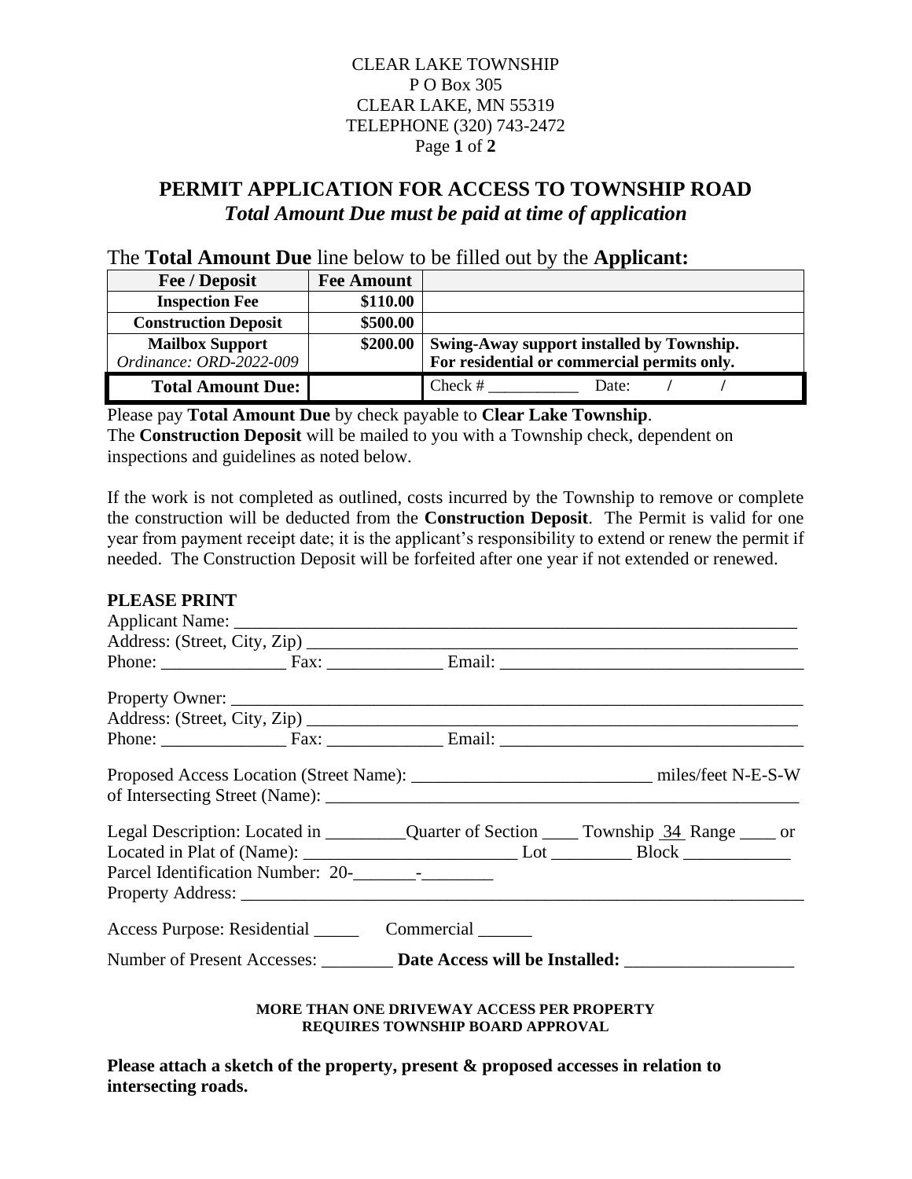CLEAR LAKE TOWNSHIP
P O Box 305
CLEAR LAKE, MN 55319
TELEPHONE (320) 743-2472

# PERMIT APPLICATION FOR ACCESS TO TOWNSHIP ROAD

***Total Amount Due must be paid at time of application***

The **Total Amount Due** line below to be filled out by the **Applicant:**

| Fee / Deposit | Fee Amount | |
|---|---|---|
| **Inspection Fee** | **$110.00** | |
| **Construction Deposit** | **$500.00** | |
| **Mailbox Support** *Ordinance: ORD-2022-009* | **$200.00** | **Swing-Away support installed by Township. For residential or commercial permits only.** |
| **Total Amount Due:** | | Check # ___________ Date: / / |

Please pay **Total Amount Due** by check payable to **Clear Lake Township**.
The **Construction Deposit** will be mailed to you with a Township check, dependent on inspections and guidelines as noted below.

If the work is not completed as outlined, costs incurred by the Township to remove or complete the construction will be deducted from the **Construction Deposit**. The Permit is valid for one year from payment receipt date; it is the applicant's responsibility to extend or renew the permit if needed. The Construction Deposit will be forfeited after one year if not extended or renewed.

**PLEASE PRINT**

Applicant Name: ________________________________________________________________
Address: (Street, City, Zip) ______________________________________________________
Phone: ______________ Fax: _____________ Email: __________________________________

Property Owner: _________________________________________________________________
Address: (Street, City, Zip) ______________________________________________________
Phone: ______________ Fax: _____________ Email: __________________________________

Proposed Access Location (Street Name): ___________________________ miles/feet N-E-S-W of Intersecting Street (Name): ______________________________________________________

Legal Description: Located in _________Quarter of Section ____ Township 34 Range ____ or
Located in Plat of (Name): ________________________ Lot _________ Block ____________
Parcel Identification Number: 20-_______-________
Property Address: ________________________________________________________________

Access Purpose: Residential _____ Commercial ______

Number of Present Accesses: ________ **Date Access will be Installed:** ___________________

**MORE THAN ONE DRIVEWAY ACCESS PER PROPERTY REQUIRES TOWNSHIP BOARD APPROVAL**

**Please attach a sketch of the property, present & proposed accesses in relation to intersecting roads.**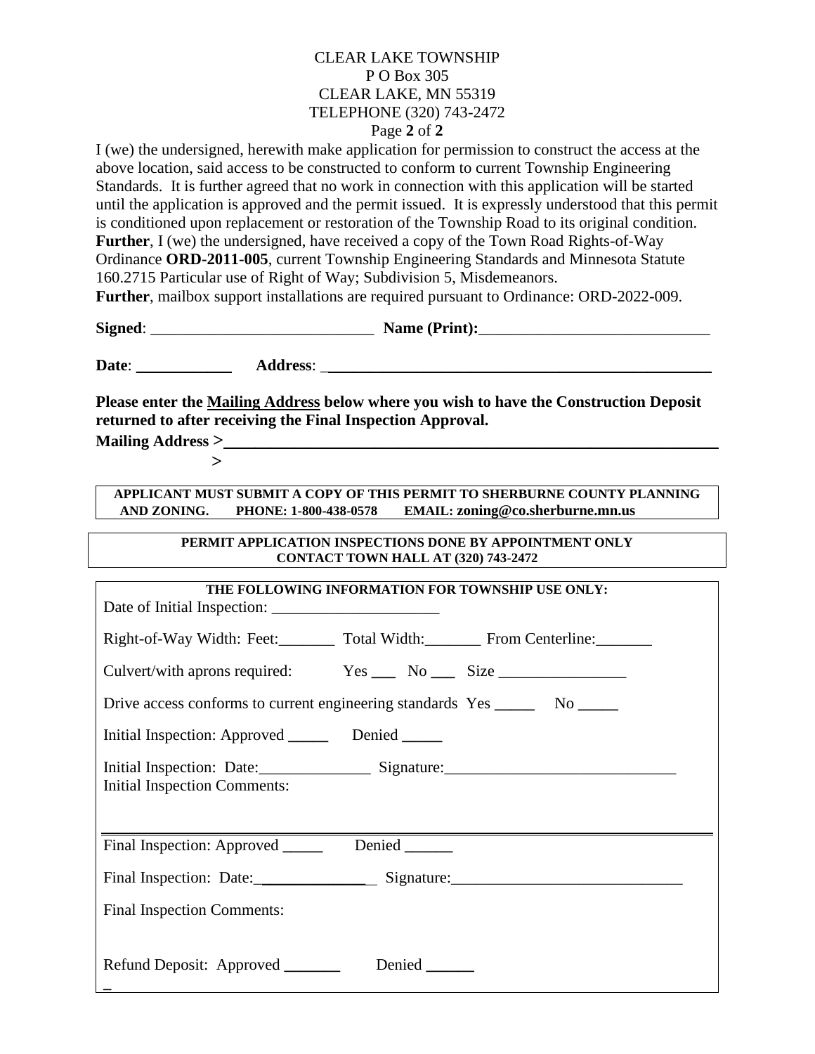CLEAR LAKE TOWNSHIP
P O Box 305
CLEAR LAKE, MN 55319
TELEPHONE (320) 743-2472

I (we) the undersigned, herewith make application for permission to construct the access at the above location, said access to be constructed to conform to current Township Engineering Standards. It is further agreed that no work in connection with this application will be started until the application is approved and the permit issued. It is expressly understood that this permit is conditioned upon replacement or restoration of the Township Road to its original condition. **Further**, I (we) the undersigned, have received a copy of the Town Road Rights-of-Way Ordinance **ORD-2011-005**, current Township Engineering Standards and Minnesota Statute 160.2715 Particular use of Right of Way; Subdivision 5, Misdemeanors.
**Further**, mailbox support installations are required pursuant to Ordinance: ORD-2022-009.

**Signed**: ____________________________ **Name (Print):**_____________________________

**Date**: ____________ **Address**: __________________________________________________

**Please enter the Mailing Address below where you wish to have the Construction Deposit returned to after receiving the Final Inspection Approval.**
**Mailing Address >**___________________________________________________________
>

**APPLICANT MUST SUBMIT A COPY OF THIS PERMIT TO SHERBURNE COUNTY PLANNING AND ZONING. PHONE: 1-800-438-0578 EMAIL: zoning@co.sherburne.mn.us**

**PERMIT APPLICATION INSPECTIONS DONE BY APPOINTMENT ONLY**
**CONTACT TOWN HALL AT (320) 743-2472**

**THE FOLLOWING INFORMATION FOR TOWNSHIP USE ONLY:**

Date of Initial Inspection: _____________________

Right-of-Way Width: Feet:_______ Total Width:_______ From Centerline:_______

Culvert/with aprons required: Yes ___ No ___ Size ________________

Drive access conforms to current engineering standards Yes _____ No _____

Initial Inspection: Approved _____ Denied _____

Initial Inspection: Date:______________ Signature:_____________________________
Initial Inspection Comments:

Final Inspection: Approved _____ Denied ______

Final Inspection: Date:______________ Signature:_____________________________

Final Inspection Comments:

Refund Deposit: Approved _______ Denied ______